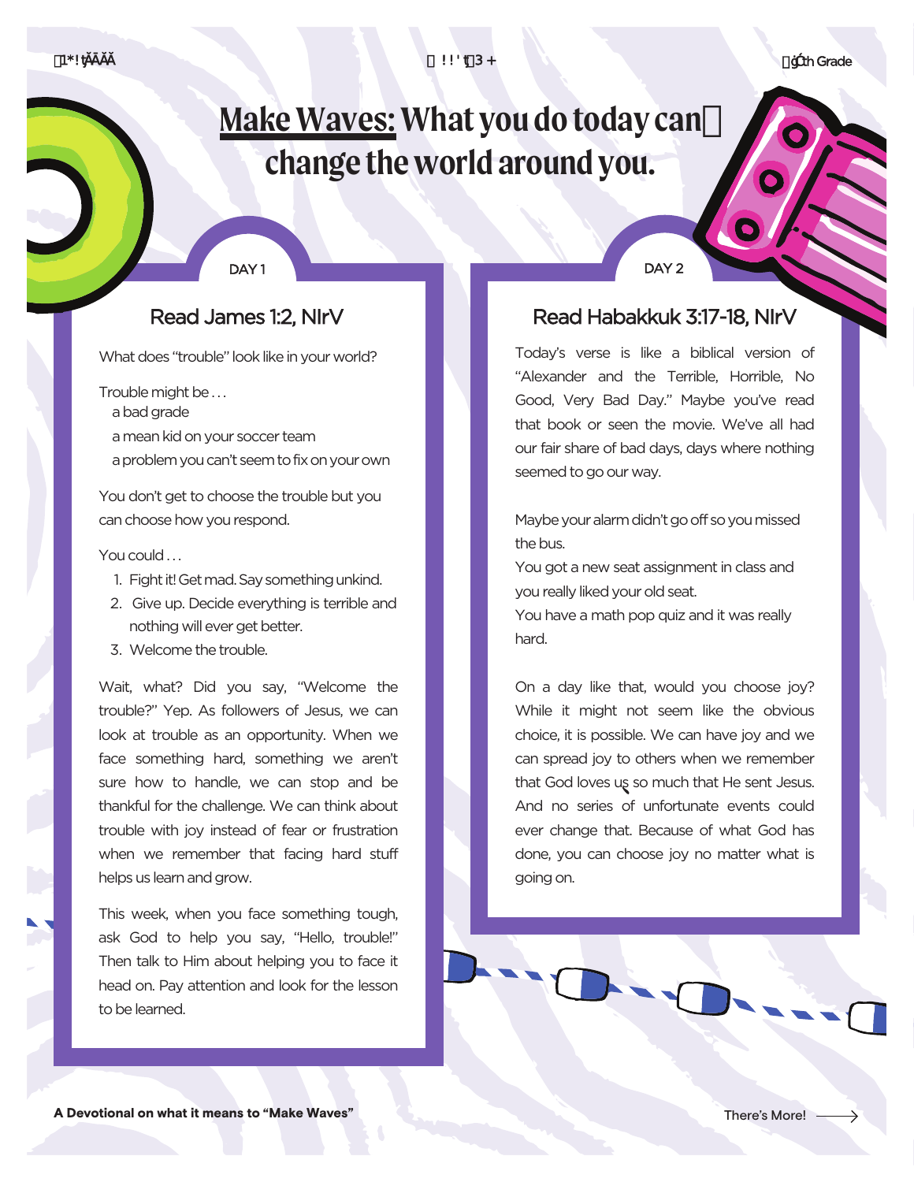# Make Waves: What you do today can change the world around you.

## DAY 1

### Read James 1:2, NIrV

What does "trouble" look like in your world?

Trouble might be . . .
- a bad grade
- a mean kid on your soccer team
- a problem you can't seem to fix on your own

You don't get to choose the trouble but you can choose how you respond.

You could . . .

1. Fight it! Get mad. Say something unkind.
2. Give up. Decide everything is terrible and nothing will ever get better.
3. Welcome the trouble.

Wait, what? Did you say, "Welcome the trouble?" Yep. As followers of Jesus, we can look at trouble as an opportunity. When we face something hard, something we aren't sure how to handle, we can stop and be thankful for the challenge. We can think about trouble with joy instead of fear or frustration when we remember that facing hard stuff helps us learn and grow.

This week, when you face something tough, ask God to help you say, "Hello, trouble!" Then talk to Him about helping you to face it head on. Pay attention and look for the lesson to be learned.

## DAY 2

### Read Habakkuk 3:17-18, NIrV

Today's verse is like a biblical version of "Alexander and the Terrible, Horrible, No Good, Very Bad Day." Maybe you've read that book or seen the movie. We've all had our fair share of bad days, days where nothing seemed to go our way.

Maybe your alarm didn't go off so you missed the bus.
You got a new seat assignment in class and you really liked your old seat.
You have a math pop quiz and it was really hard.

On a day like that, would you choose joy? While it might not seem like the obvious choice, it is possible. We can have joy and we can spread joy to others when we remember that God loves us so much that He sent Jesus. And no series of unfortunate events could ever change that. Because of what God has done, you can choose joy no matter what is going on.

**A Devotional on what it means to "Make Waves"**

There's More!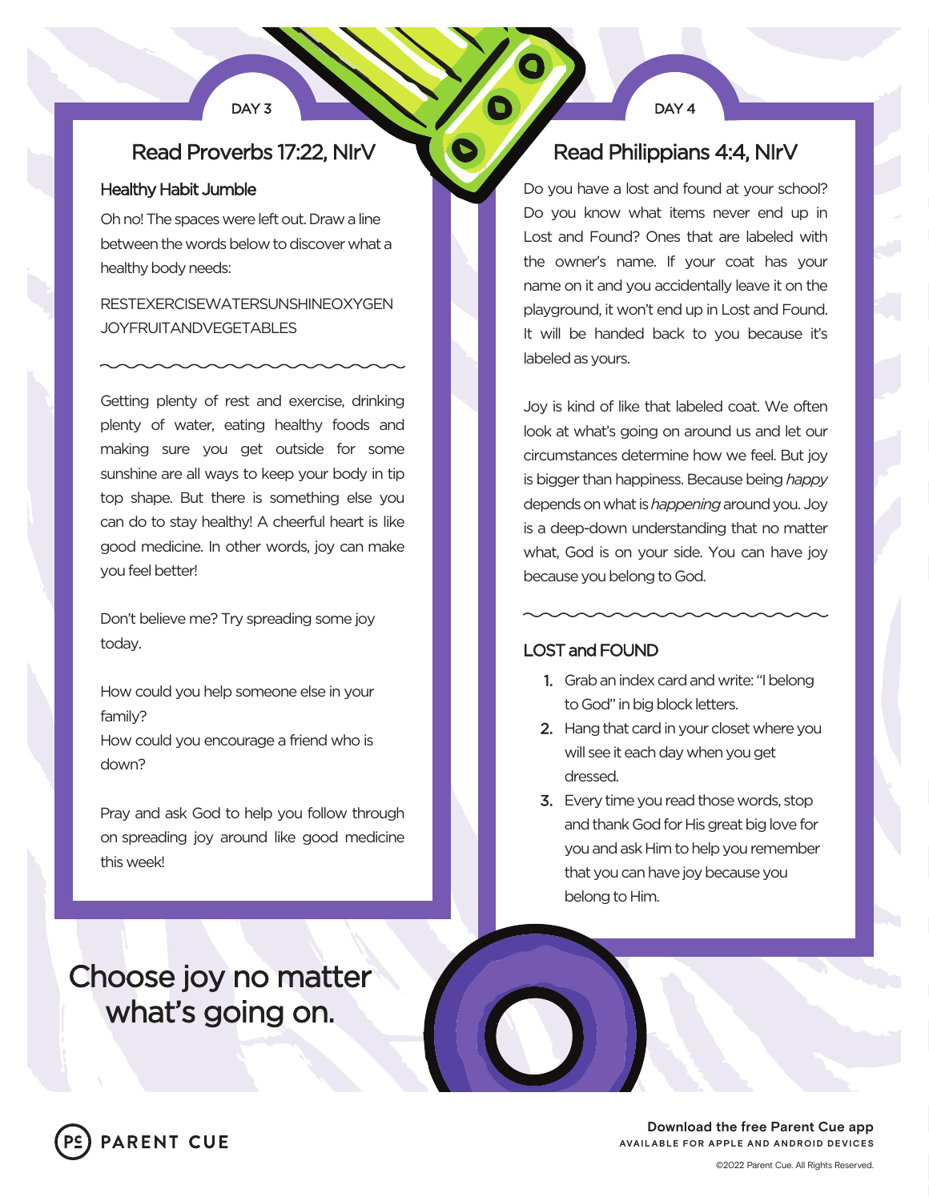## DAY 3

### Read Proverbs 17:22, NIrV

**Healthy Habit Jumble**

Oh no! The spaces were left out. Draw a line between the words below to discover what a healthy body needs:

RESTEXERCISEWATERSUNSHINEOXYGEN JOYFRUITANDVEGETABLES

Getting plenty of rest and exercise, drinking plenty of water, eating healthy foods and making sure you get outside for some sunshine are all ways to keep your body in tip top shape. But there is something else you can do to stay healthy! A cheerful heart is like good medicine. In other words, joy can make you feel better!

Don't believe me? Try spreading some joy today.

How could you help someone else in your family?
How could you encourage a friend who is down?

Pray and ask God to help you follow through on spreading joy around like good medicine this week!

## DAY 4

### Read Philippians 4:4, NIrV

Do you have a lost and found at your school? Do you know what items never end up in Lost and Found? Ones that are labeled with the owner's name. If your coat has your name on it and you accidentally leave it on the playground, it won't end up in Lost and Found. It will be handed back to you because it's labeled as yours.

Joy is kind of like that labeled coat. We often look at what's going on around us and let our circumstances determine how we feel. But joy is bigger than happiness. Because being *happy* depends on what is *happening* around you. Joy is a deep-down understanding that no matter what, God is on your side. You can have joy because you belong to God.

**LOST and FOUND**

1. Grab an index card and write: "I belong to God" in big block letters.
2. Hang that card in your closet where you will see it each day when you get dressed.
3. Every time you read those words, stop and thank God for His great big love for you and ask Him to help you remember that you can have joy because you belong to Him.

# Choose joy no matter what's going on.

PARENT CUE

**Download the free Parent Cue app**
AVAILABLE FOR APPLE AND ANDROID DEVICES

©2022 Parent Cue. All Rights Reserved.